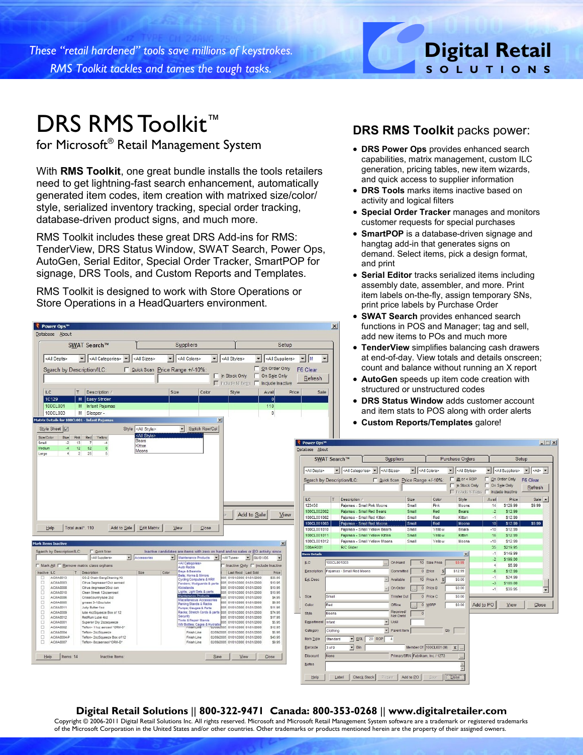*These "retail hardened" tools save millions of keystrokes. RMS Toolkit tackles and tames the tough tasks.*

**Digital Retail SOLUTIONS**

# DRS RMS Toolkit™

## for Microsoft® Retail Management System

With **RMS Toolkit**, one great bundle installs the tools retailers need to get lightning-fast search enhancement, automatically generated item codes, item creation with matrixed size/color/style, serialized inventory tracking, special order tracking, database-driven product signs, and much more.

RMS Toolkit includes these great DRS Add-ins for RMS: TenderView, DRS Status Window, SWAT Search, Power Ops, AutoGen, Serial Editor, Special Order Tracker, SmartPOP for signage, DRS Tools, and Custom Reports and Templates.

RMS Toolkit is designed to work with Store Operations or Store Operations in a HeadQuarters environment.

## DRS RMS Toolkit packs power:

- **DRS Power Ops** provides enhanced search capabilities, matrix management, custom ILC generation, pricing tables, new item wizards, and quick access to supplier information
- **DRS Tools** marks items inactive based on activity and logical filters
- **Special Order Tracker** manages and monitors customer requests for special purchases
- **SmartPOP** is a database-driven signage and hangtag add-in that generates signs on demand. Select items, pick a design format, and print
- **Serial Editor** tracks serialized items including assembly date, assembler, and more. Print item labels on-the-fly, assign temporary SNs, print price labels by Purchase Order
- **SWAT Search** provides enhanced search functions in POS and Manager; tag and sell, add new items to POs and much more
- **TenderView** simplifies balancing cash drawers at end-of-day. View totals and details onscreen; count and balance without running an X report
- **AutoGen** speeds up item code creation with structured or unstructured codes
- **DRS Status Window** adds customer account and item stats to POS along with order alerts
- **Custom Reports/Templates** galore!

**Digital Retail Solutions || 800-322-9471 Canada: 800-353-0268 || www.digitalretailer.com**

Copyright © 2006-2011 Digital Retail Solutions Inc. All rights reserved. Microsoft and Microsoft Retail Management System software are a trademark or registered trademarks of the Microsoft Corporation in the United States and/or other countries. Other trademarks or products mentioned herein are the property of their assigned owners.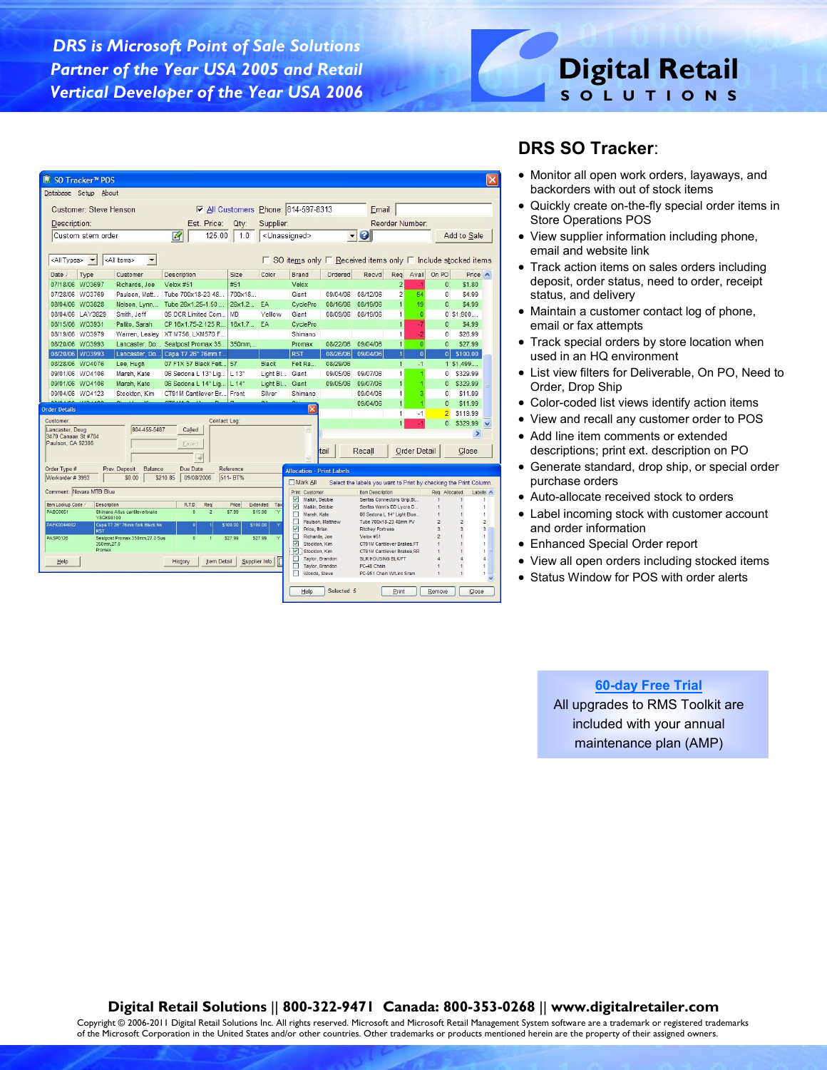*DRS is Microsoft Point of Sale Solutions Partner of the Year USA 2005 and Retail Vertical Developer of the Year USA 2006*

**Digital Retail SOLUTIONS**

## DRS SO Tracker:

- Monitor all open work orders, layaways, and backorders with out of stock items
- Quickly create on-the-fly special order items in Store Operations POS
- View supplier information including phone, email and website link
- Track action items on sales orders including deposit, order status, need to order, receipt status, and delivery
- Maintain a customer contact log of phone, email or fax attempts
- Track special orders by store location when used in an HQ environment
- List view filters for Deliverable, On PO, Need to Order, Drop Ship
- Color-coded list views identify action items
- View and recall any customer order to POS
- Add line item comments or extended descriptions; print ext. description on PO
- Generate standard, drop ship, or special order purchase orders
- Auto-allocate received stock to orders
- Label incoming stock with customer account and order information
- Enhanced Special Order report
- View all open orders including stocked items
- Status Window for POS with order alerts

**60-day Free Trial**

All upgrades to RMS Toolkit are included with your annual maintenance plan (AMP)

**Digital Retail Solutions || 800-322-9471 Canada: 800-353-0268 || www.digitalretailer.com**

Copyright © 2006-2011 Digital Retail Solutions Inc. All rights reserved. Microsoft and Microsoft Retail Management System software are a trademark or registered trademarks of the Microsoft Corporation in the United States and/or other countries. Other trademarks or products mentioned herein are the property of their assigned owners.